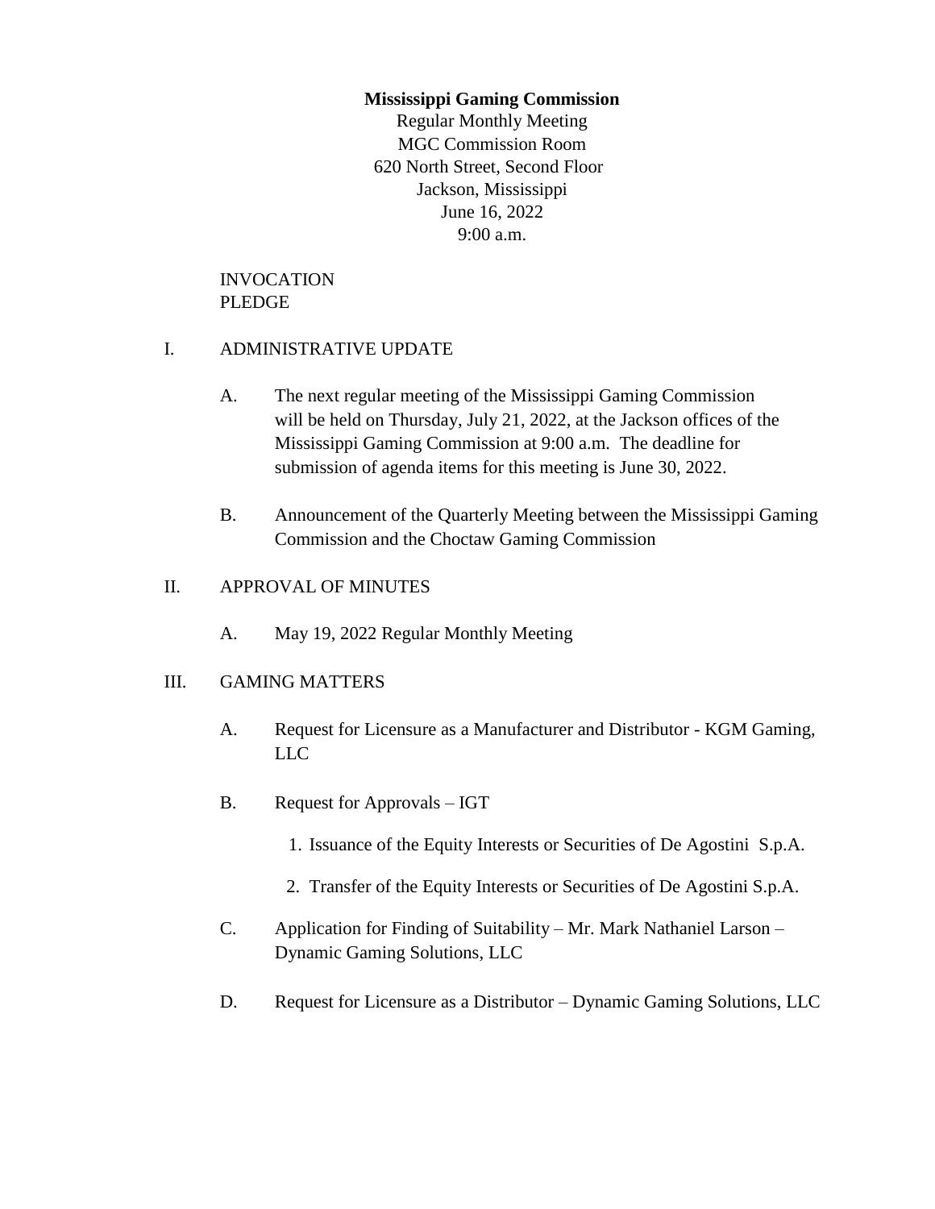**Mississippi Gaming Commission**

Regular Monthly Meeting
MGC Commission Room
620 North Street, Second Floor
Jackson, Mississippi
June 16, 2022
9:00 a.m.

INVOCATION
PLEDGE

I. ADMINISTRATIVE UPDATE

A. The next regular meeting of the Mississippi Gaming Commission will be held on Thursday, July 21, 2022, at the Jackson offices of the Mississippi Gaming Commission at 9:00 a.m. The deadline for submission of agenda items for this meeting is June 30, 2022.

B. Announcement of the Quarterly Meeting between the Mississippi Gaming Commission and the Choctaw Gaming Commission

II. APPROVAL OF MINUTES

A. May 19, 2022 Regular Monthly Meeting

III. GAMING MATTERS

A. Request for Licensure as a Manufacturer and Distributor - KGM Gaming, LLC

B. Request for Approvals – IGT

1. Issuance of the Equity Interests or Securities of De Agostini S.p.A.
2. Transfer of the Equity Interests or Securities of De Agostini S.p.A.

C. Application for Finding of Suitability – Mr. Mark Nathaniel Larson – Dynamic Gaming Solutions, LLC

D. Request for Licensure as a Distributor – Dynamic Gaming Solutions, LLC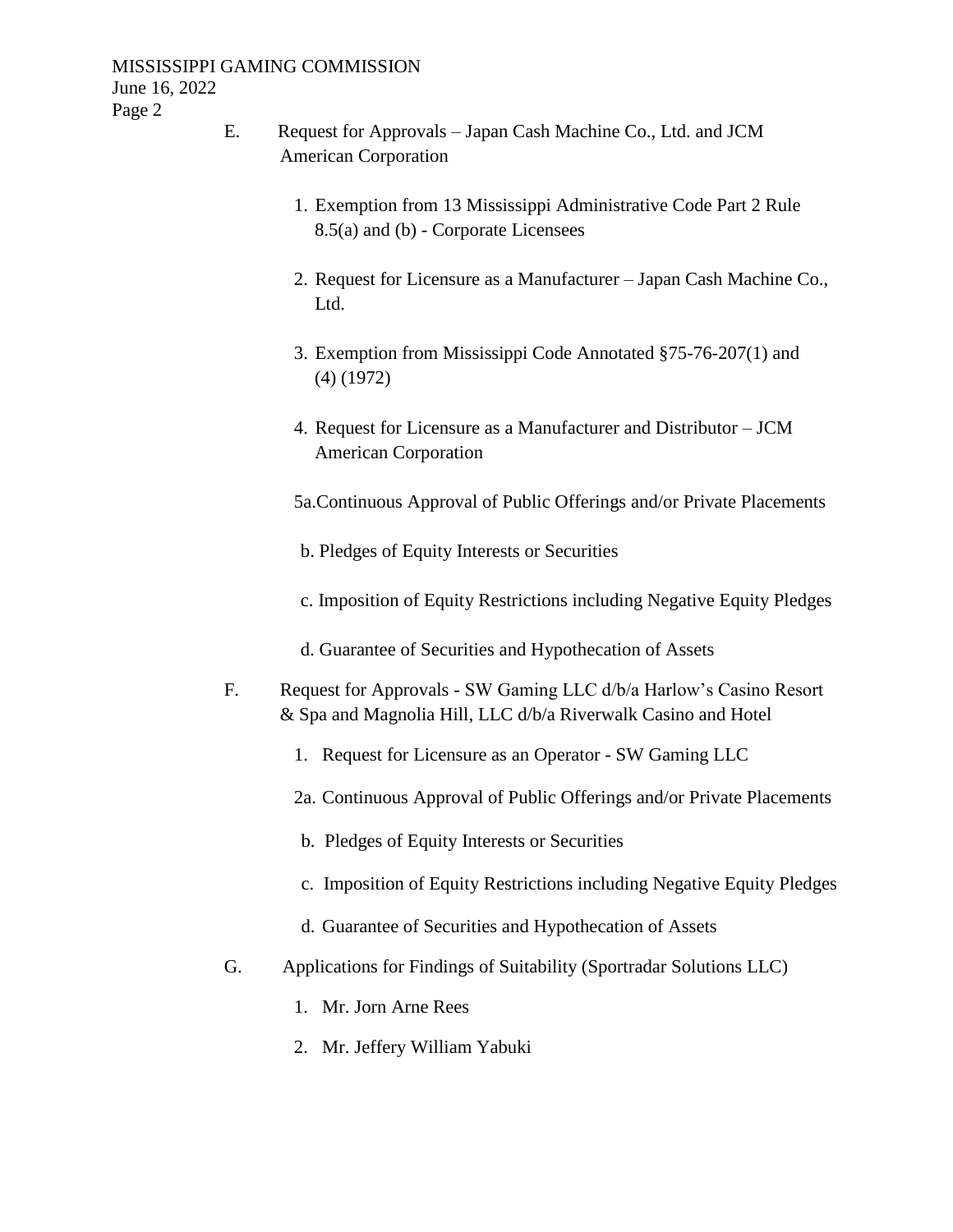E. Request for Approvals – Japan Cash Machine Co., Ltd. and JCM American Corporation

1. Exemption from 13 Mississippi Administrative Code Part 2 Rule 8.5(a) and (b) - Corporate Licensees

2. Request for Licensure as a Manufacturer – Japan Cash Machine Co., Ltd.

3. Exemption from Mississippi Code Annotated §75-76-207(1) and (4) (1972)

4. Request for Licensure as a Manufacturer and Distributor – JCM American Corporation

5a. Continuous Approval of Public Offerings and/or Private Placements

b. Pledges of Equity Interests or Securities

c. Imposition of Equity Restrictions including Negative Equity Pledges

d. Guarantee of Securities and Hypothecation of Assets

F. Request for Approvals - SW Gaming LLC d/b/a Harlow's Casino Resort & Spa and Magnolia Hill, LLC d/b/a Riverwalk Casino and Hotel

1. Request for Licensure as an Operator - SW Gaming LLC

2a. Continuous Approval of Public Offerings and/or Private Placements

b. Pledges of Equity Interests or Securities

c. Imposition of Equity Restrictions including Negative Equity Pledges

d. Guarantee of Securities and Hypothecation of Assets

G. Applications for Findings of Suitability (Sportradar Solutions LLC)

1. Mr. Jorn Arne Rees

2. Mr. Jeffery William Yabuki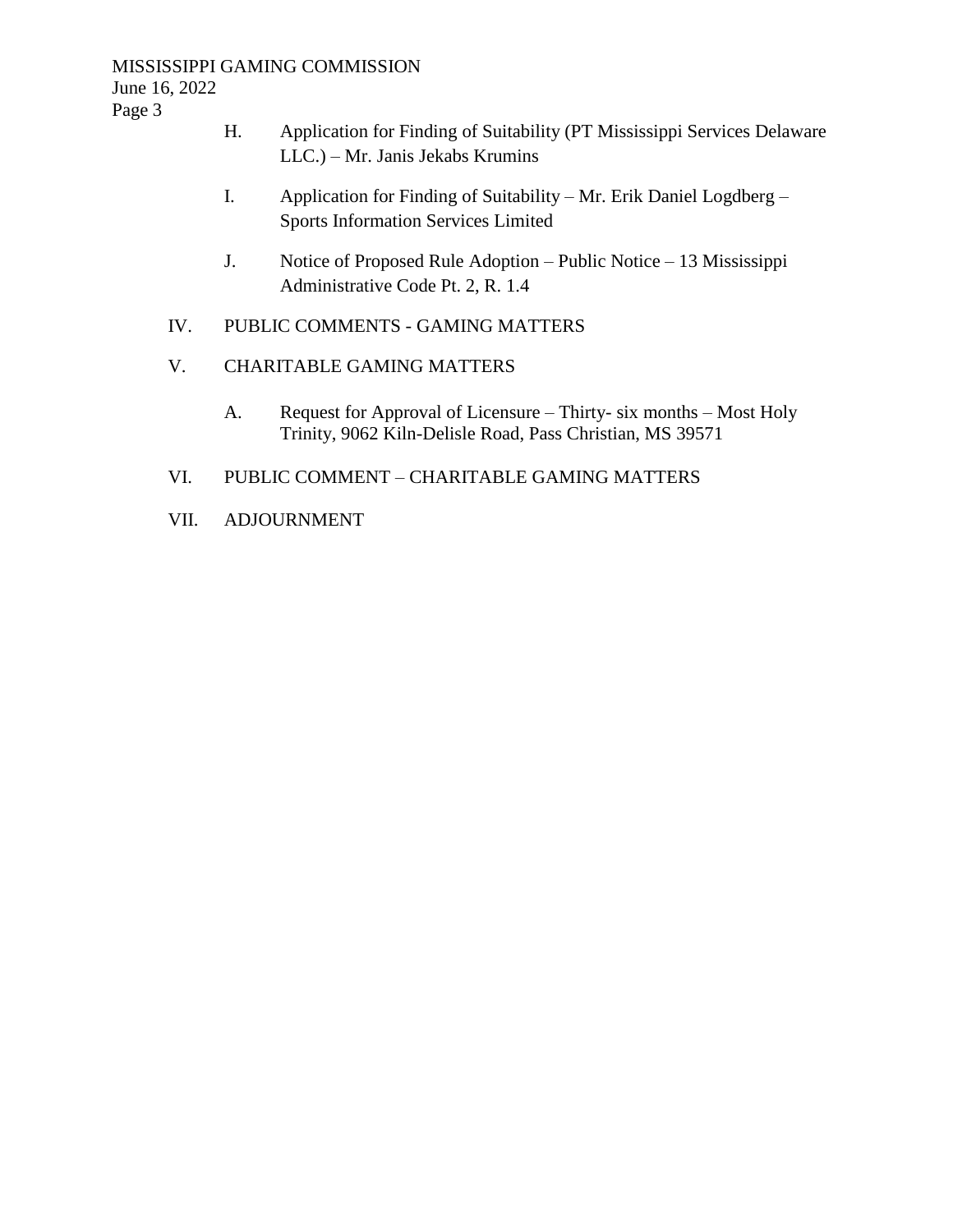H. Application for Finding of Suitability (PT Mississippi Services Delaware LLC.) – Mr. Janis Jekabs Krumins

I. Application for Finding of Suitability – Mr. Erik Daniel Logdberg – Sports Information Services Limited

J. Notice of Proposed Rule Adoption – Public Notice – 13 Mississippi Administrative Code Pt. 2, R. 1.4

IV. PUBLIC COMMENTS - GAMING MATTERS

V. CHARITABLE GAMING MATTERS

A. Request for Approval of Licensure – Thirty- six months – Most Holy Trinity, 9062 Kiln-Delisle Road, Pass Christian, MS 39571

VI. PUBLIC COMMENT – CHARITABLE GAMING MATTERS

VII. ADJOURNMENT